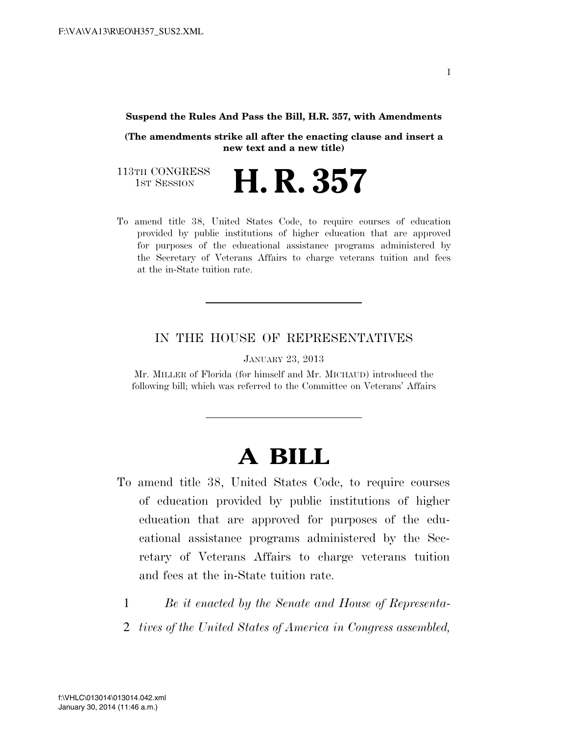**Suspend the Rules And Pass the Bill, H.R. 357, with Amendments**

**(The amendments strike all after the enacting clause and insert a new text and a new title)**

113TH CONGRESS
1ST SESSION

# H. R. 357

To amend title 38, United States Code, to require courses of education provided by public institutions of higher education that are approved for purposes of the educational assistance programs administered by the Secretary of Veterans Affairs to charge veterans tuition and fees at the in-State tuition rate.

---

IN THE HOUSE OF REPRESENTATIVES

JANUARY 23, 2013

Mr. MILLER of Florida (for himself and Mr. MICHAUD) introduced the following bill; which was referred to the Committee on Veterans' Affairs

---

# A BILL

To amend title 38, United States Code, to require courses of education provided by public institutions of higher education that are approved for purposes of the educational assistance programs administered by the Secretary of Veterans Affairs to charge veterans tuition and fees at the in-State tuition rate.

1 *Be it enacted by the Senate and House of Representa-*
2 *tives of the United States of America in Congress assembled,*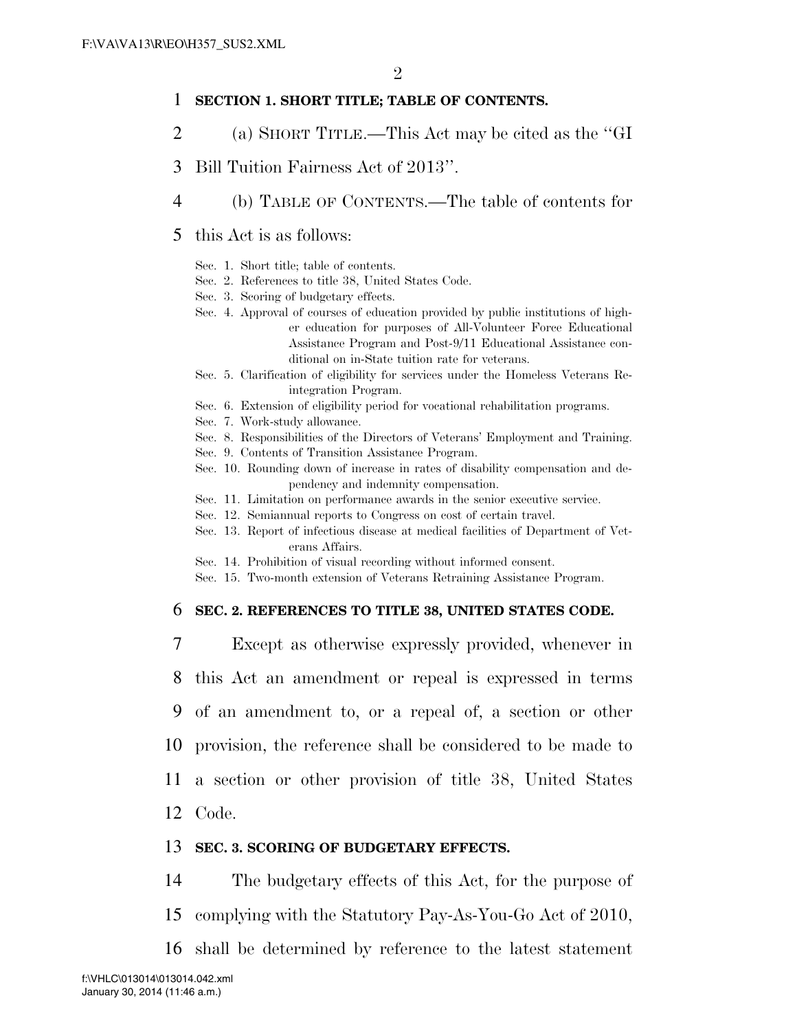**SECTION 1. SHORT TITLE; TABLE OF CONTENTS.**

(a) SHORT TITLE.—This Act may be cited as the ''GI Bill Tuition Fairness Act of 2013''.

(b) TABLE OF CONTENTS.—The table of contents for this Act is as follows:

Sec. 1. Short title; table of contents.
Sec. 2. References to title 38, United States Code.
Sec. 3. Scoring of budgetary effects.
Sec. 4. Approval of courses of education provided by public institutions of higher education for purposes of All-Volunteer Force Educational Assistance Program and Post-9/11 Educational Assistance conditional on in-State tuition rate for veterans.
Sec. 5. Clarification of eligibility for services under the Homeless Veterans Reintegration Program.
Sec. 6. Extension of eligibility period for vocational rehabilitation programs.
Sec. 7. Work-study allowance.
Sec. 8. Responsibilities of the Directors of Veterans' Employment and Training.
Sec. 9. Contents of Transition Assistance Program.
Sec. 10. Rounding down of increase in rates of disability compensation and dependency and indemnity compensation.
Sec. 11. Limitation on performance awards in the senior executive service.
Sec. 12. Semiannual reports to Congress on cost of certain travel.
Sec. 13. Report of infectious disease at medical facilities of Department of Veterans Affairs.
Sec. 14. Prohibition of visual recording without informed consent.
Sec. 15. Two-month extension of Veterans Retraining Assistance Program.

**SEC. 2. REFERENCES TO TITLE 38, UNITED STATES CODE.**

Except as otherwise expressly provided, whenever in this Act an amendment or repeal is expressed in terms of an amendment to, or a repeal of, a section or other provision, the reference shall be considered to be made to a section or other provision of title 38, United States Code.

**SEC. 3. SCORING OF BUDGETARY EFFECTS.**

The budgetary effects of this Act, for the purpose of complying with the Statutory Pay-As-You-Go Act of 2010, shall be determined by reference to the latest statement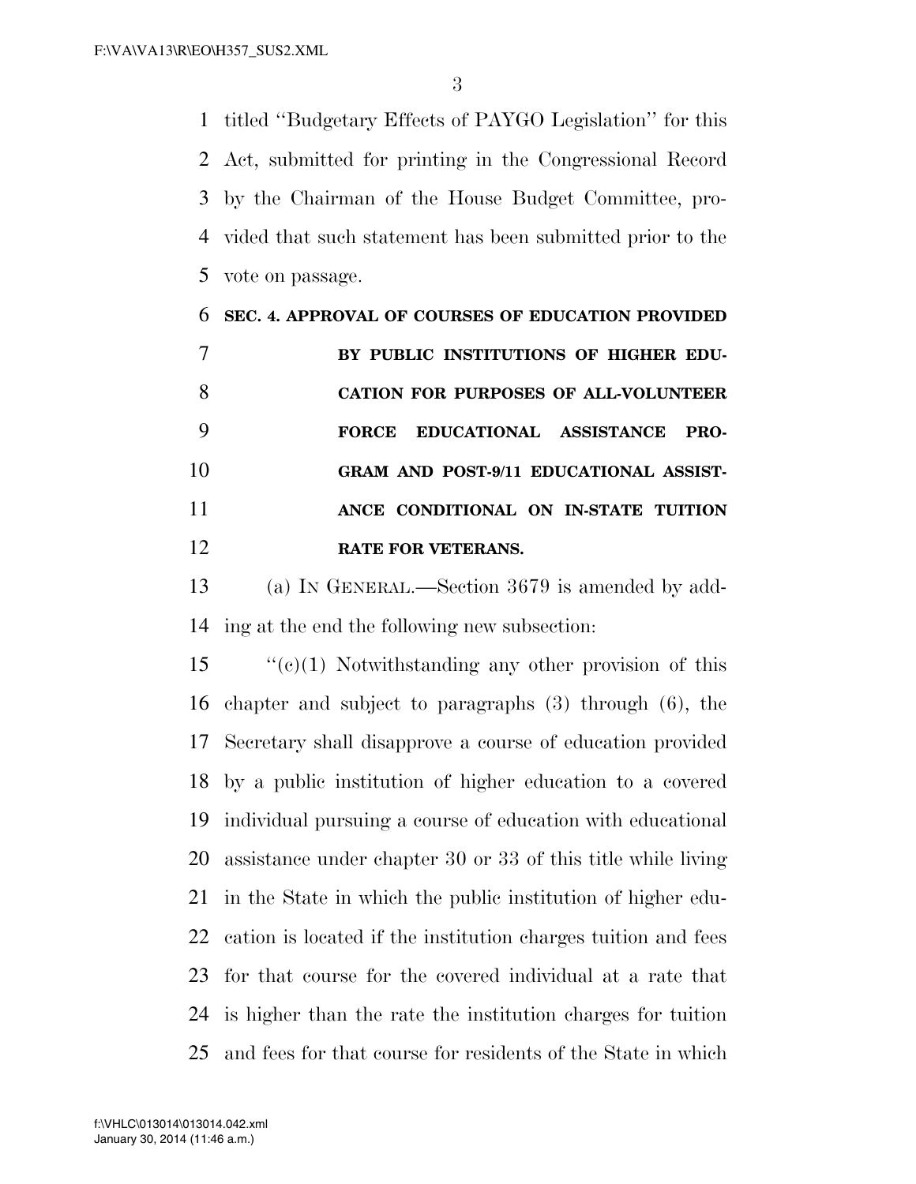titled "Budgetary Effects of PAYGO Legislation" for this Act, submitted for printing in the Congressional Record by the Chairman of the House Budget Committee, provided that such statement has been submitted prior to the vote on passage.

**SEC. 4. APPROVAL OF COURSES OF EDUCATION PROVIDED BY PUBLIC INSTITUTIONS OF HIGHER EDUCATION FOR PURPOSES OF ALL-VOLUNTEER FORCE EDUCATIONAL ASSISTANCE PROGRAM AND POST-9/11 EDUCATIONAL ASSISTANCE CONDITIONAL ON IN-STATE TUITION RATE FOR VETERANS.**

(a) IN GENERAL.—Section 3679 is amended by adding at the end the following new subsection:

"(c)(1) Notwithstanding any other provision of this chapter and subject to paragraphs (3) through (6), the Secretary shall disapprove a course of education provided by a public institution of higher education to a covered individual pursuing a course of education with educational assistance under chapter 30 or 33 of this title while living in the State in which the public institution of higher education is located if the institution charges tuition and fees for that course for the covered individual at a rate that is higher than the rate the institution charges for tuition and fees for that course for residents of the State in which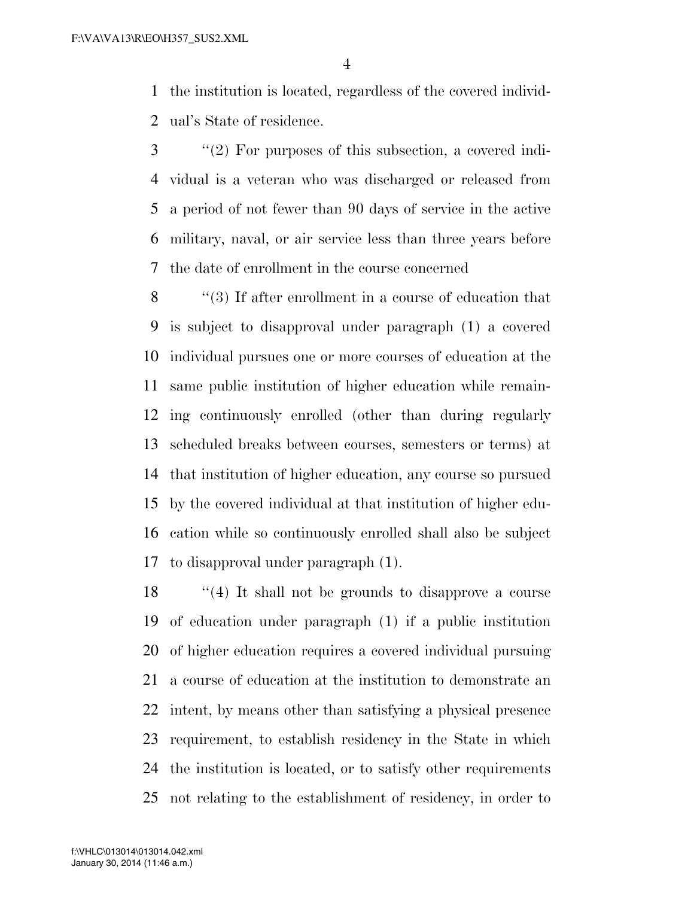the institution is located, regardless of the covered individual's State of residence.

''(2) For purposes of this subsection, a covered individual is a veteran who was discharged or released from a period of not fewer than 90 days of service in the active military, naval, or air service less than three years before the date of enrollment in the course concerned

''(3) If after enrollment in a course of education that is subject to disapproval under paragraph (1) a covered individual pursues one or more courses of education at the same public institution of higher education while remaining continuously enrolled (other than during regularly scheduled breaks between courses, semesters or terms) at that institution of higher education, any course so pursued by the covered individual at that institution of higher education while so continuously enrolled shall also be subject to disapproval under paragraph (1).

''(4) It shall not be grounds to disapprove a course of education under paragraph (1) if a public institution of higher education requires a covered individual pursuing a course of education at the institution to demonstrate an intent, by means other than satisfying a physical presence requirement, to establish residency in the State in which the institution is located, or to satisfy other requirements not relating to the establishment of residency, in order to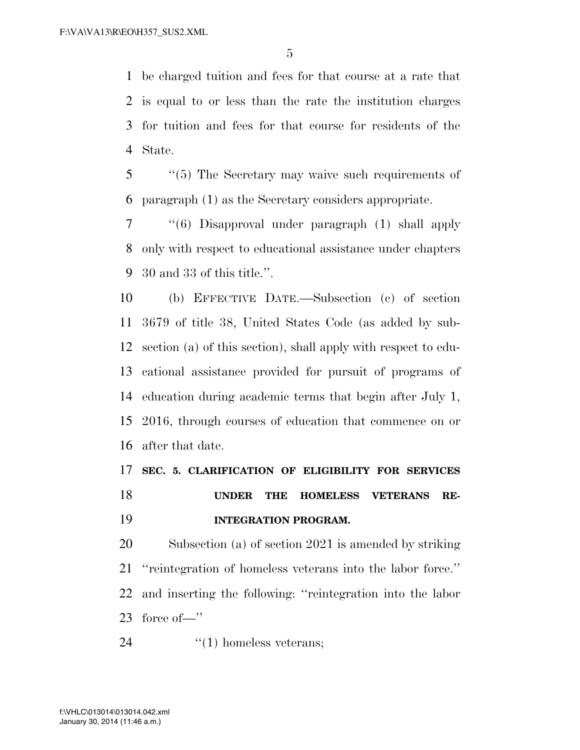be charged tuition and fees for that course at a rate that is equal to or less than the rate the institution charges for tuition and fees for that course for residents of the State.

''(5) The Secretary may waive such requirements of paragraph (1) as the Secretary considers appropriate.

''(6) Disapproval under paragraph (1) shall apply only with respect to educational assistance under chapters 30 and 33 of this title.''.

(b) EFFECTIVE DATE.—Subsection (c) of section 3679 of title 38, United States Code (as added by subsection (a) of this section), shall apply with respect to educational assistance provided for pursuit of programs of education during academic terms that begin after July 1, 2016, through courses of education that commence on or after that date.

**SEC. 5. CLARIFICATION OF ELIGIBILITY FOR SERVICES UNDER THE HOMELESS VETERANS REINTEGRATION PROGRAM.**

Subsection (a) of section 2021 is amended by striking ''reintegration of homeless veterans into the labor force.'' and inserting the following: ''reintegration into the labor force of—''

''(1) homeless veterans;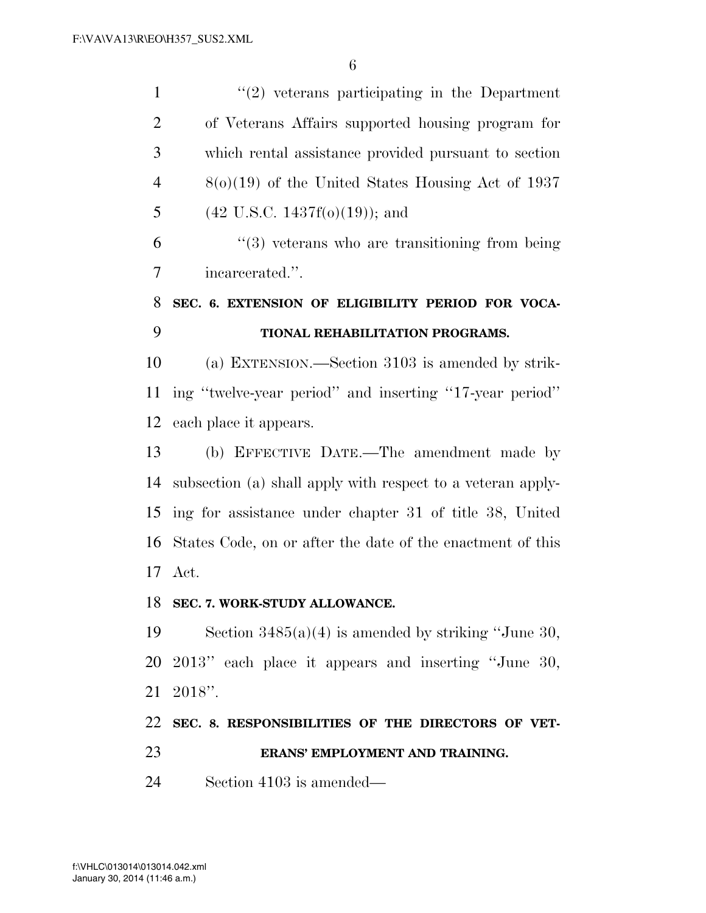"(2) veterans participating in the Department of Veterans Affairs supported housing program for which rental assistance provided pursuant to section 8(o)(19) of the United States Housing Act of 1937 (42 U.S.C. 1437f(o)(19)); and

"(3) veterans who are transitioning from being incarcerated.".

## SEC. 6. EXTENSION OF ELIGIBILITY PERIOD FOR VOCATIONAL REHABILITATION PROGRAMS.

(a) EXTENSION.—Section 3103 is amended by striking "twelve-year period" and inserting "17-year period" each place it appears.

(b) EFFECTIVE DATE.—The amendment made by subsection (a) shall apply with respect to a veteran applying for assistance under chapter 31 of title 38, United States Code, on or after the date of the enactment of this Act.

## SEC. 7. WORK-STUDY ALLOWANCE.

Section 3485(a)(4) is amended by striking "June 30, 2013" each place it appears and inserting "June 30, 2018".

## SEC. 8. RESPONSIBILITIES OF THE DIRECTORS OF VETERANS' EMPLOYMENT AND TRAINING.

Section 4103 is amended—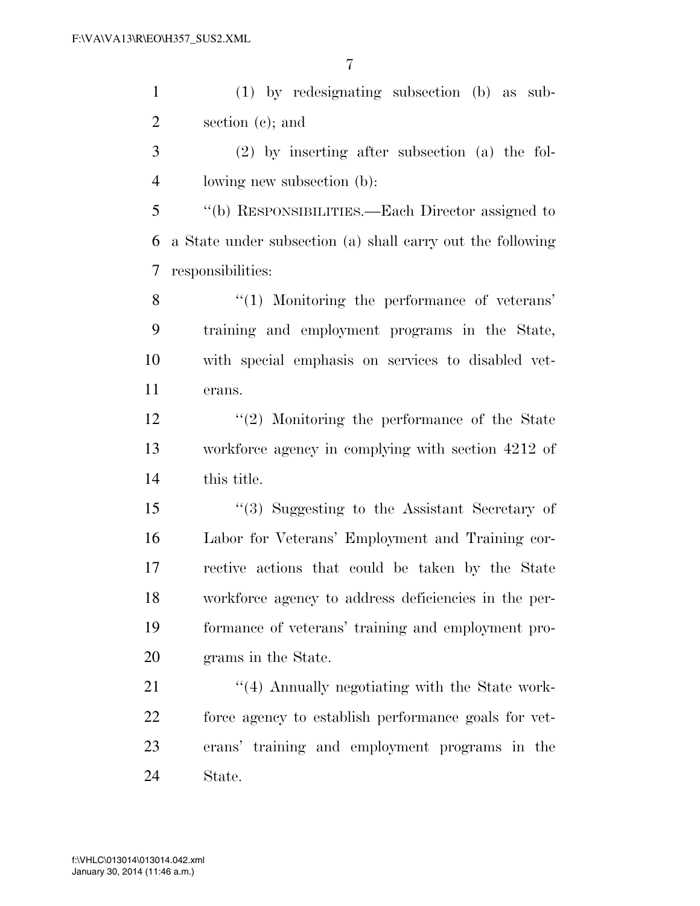(1) by redesignating subsection (b) as subsection (c); and

(2) by inserting after subsection (a) the following new subsection (b):

''(b) RESPONSIBILITIES.—Each Director assigned to a State under subsection (a) shall carry out the following responsibilities:

''(1) Monitoring the performance of veterans' training and employment programs in the State, with special emphasis on services to disabled veterans.

''(2) Monitoring the performance of the State workforce agency in complying with section 4212 of this title.

''(3) Suggesting to the Assistant Secretary of Labor for Veterans' Employment and Training corrective actions that could be taken by the State workforce agency to address deficiencies in the performance of veterans' training and employment programs in the State.

''(4) Annually negotiating with the State workforce agency to establish performance goals for veterans' training and employment programs in the State.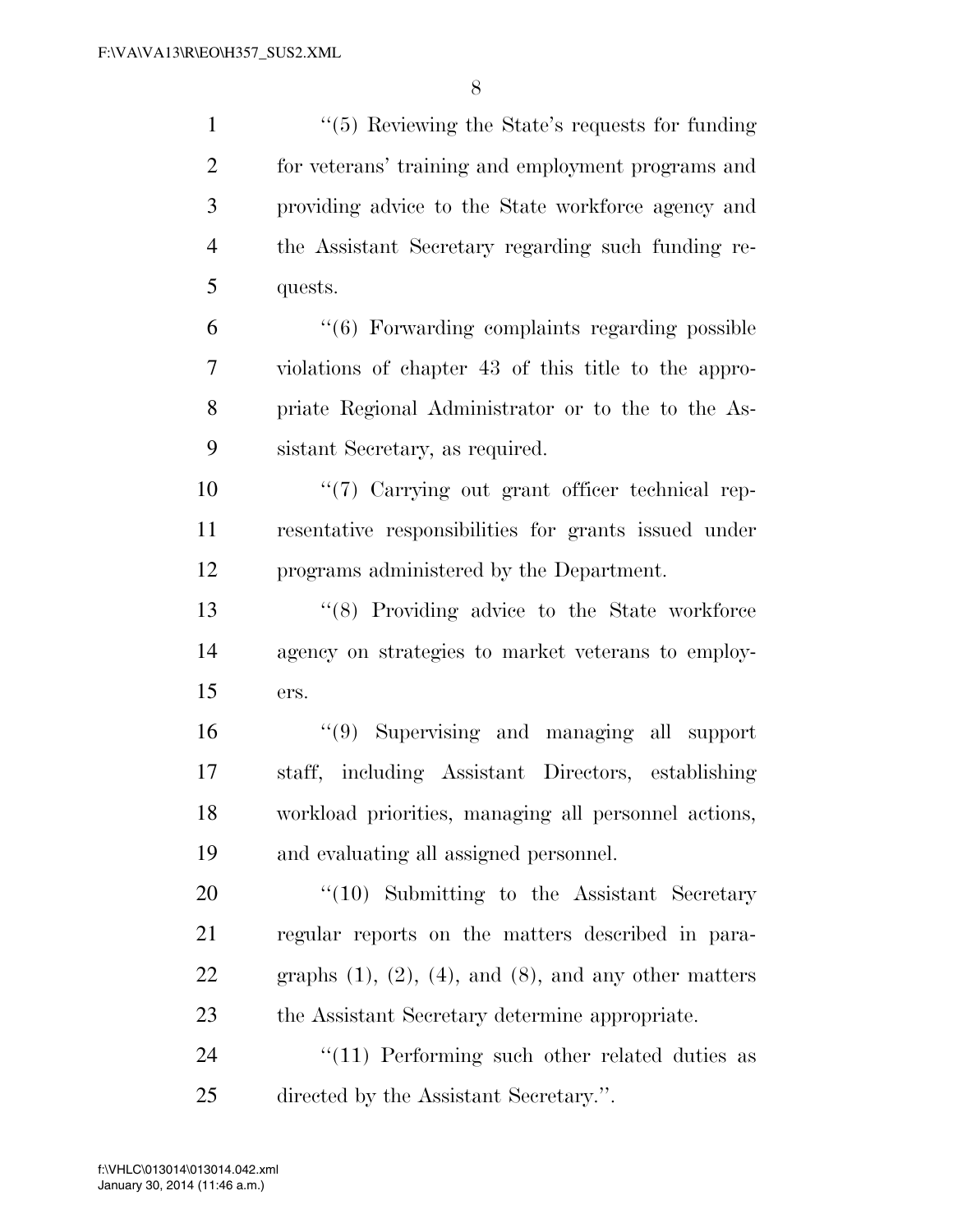"(5) Reviewing the State's requests for funding for veterans' training and employment programs and providing advice to the State workforce agency and the Assistant Secretary regarding such funding requests.

"(6) Forwarding complaints regarding possible violations of chapter 43 of this title to the appropriate Regional Administrator or to the to the Assistant Secretary, as required.

"(7) Carrying out grant officer technical representative responsibilities for grants issued under programs administered by the Department.

"(8) Providing advice to the State workforce agency on strategies to market veterans to employers.

"(9) Supervising and managing all support staff, including Assistant Directors, establishing workload priorities, managing all personnel actions, and evaluating all assigned personnel.

"(10) Submitting to the Assistant Secretary regular reports on the matters described in paragraphs (1), (2), (4), and (8), and any other matters the Assistant Secretary determine appropriate.

"(11) Performing such other related duties as directed by the Assistant Secretary.".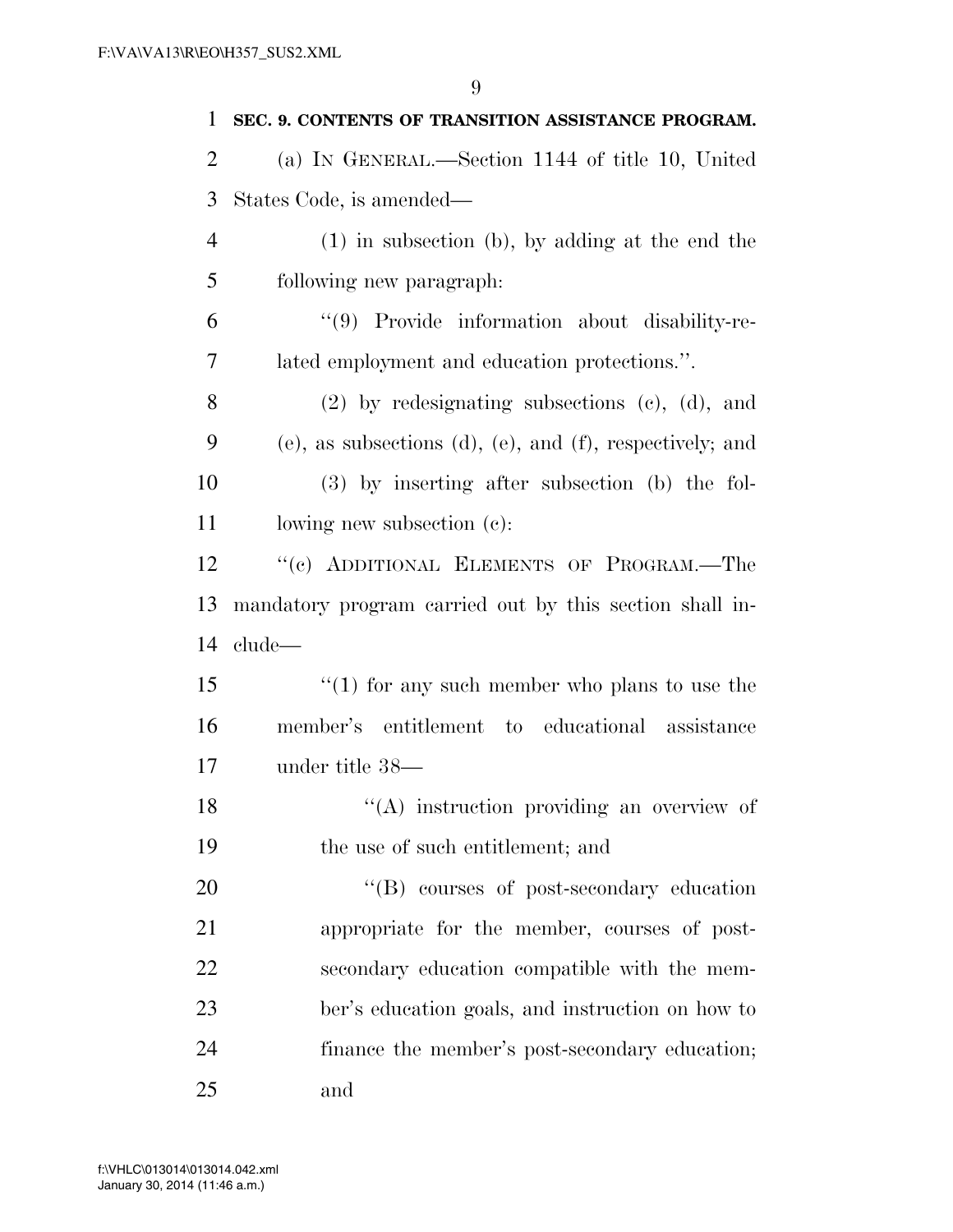**SEC. 9. CONTENTS OF TRANSITION ASSISTANCE PROGRAM.**

(a) IN GENERAL.—Section 1144 of title 10, United States Code, is amended—

(1) in subsection (b), by adding at the end the following new paragraph:

"(9) Provide information about disability-related employment and education protections.".

(2) by redesignating subsections (c), (d), and (e), as subsections (d), (e), and (f), respectively; and

(3) by inserting after subsection (b) the following new subsection (c):

"(c) ADDITIONAL ELEMENTS OF PROGRAM.—The mandatory program carried out by this section shall include—

"(1) for any such member who plans to use the member's entitlement to educational assistance under title 38—

"(A) instruction providing an overview of the use of such entitlement; and

"(B) courses of post-secondary education appropriate for the member, courses of post-secondary education compatible with the member's education goals, and instruction on how to finance the member's post-secondary education; and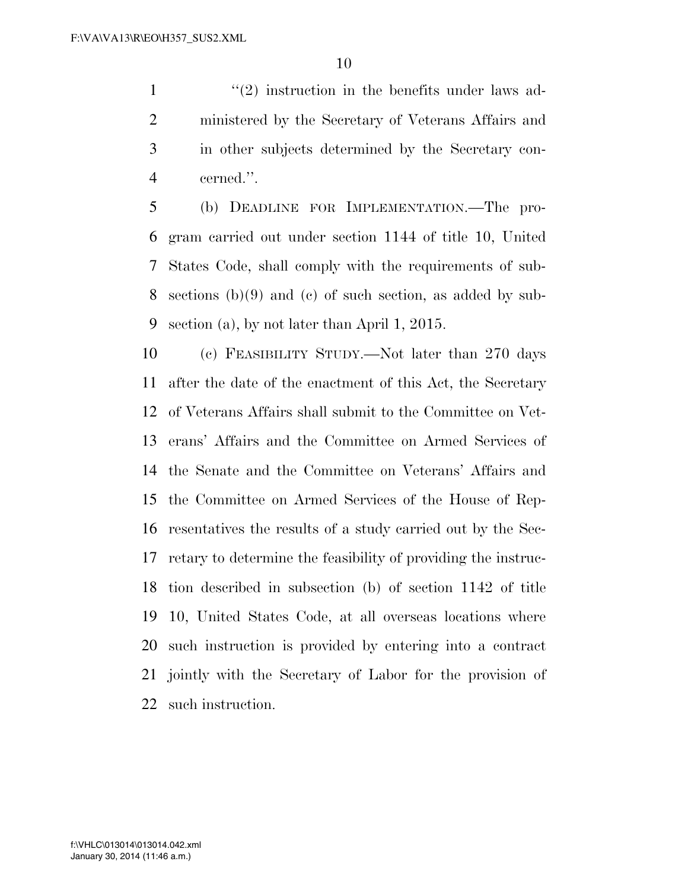"(2) instruction in the benefits under laws administered by the Secretary of Veterans Affairs and in other subjects determined by the Secretary concerned.".

(b) DEADLINE FOR IMPLEMENTATION.—The program carried out under section 1144 of title 10, United States Code, shall comply with the requirements of subsections (b)(9) and (c) of such section, as added by subsection (a), by not later than April 1, 2015.

(c) FEASIBILITY STUDY.—Not later than 270 days after the date of the enactment of this Act, the Secretary of Veterans Affairs shall submit to the Committee on Veterans' Affairs and the Committee on Armed Services of the Senate and the Committee on Veterans' Affairs and the Committee on Armed Services of the House of Representatives the results of a study carried out by the Secretary to determine the feasibility of providing the instruction described in subsection (b) of section 1142 of title 10, United States Code, at all overseas locations where such instruction is provided by entering into a contract jointly with the Secretary of Labor for the provision of such instruction.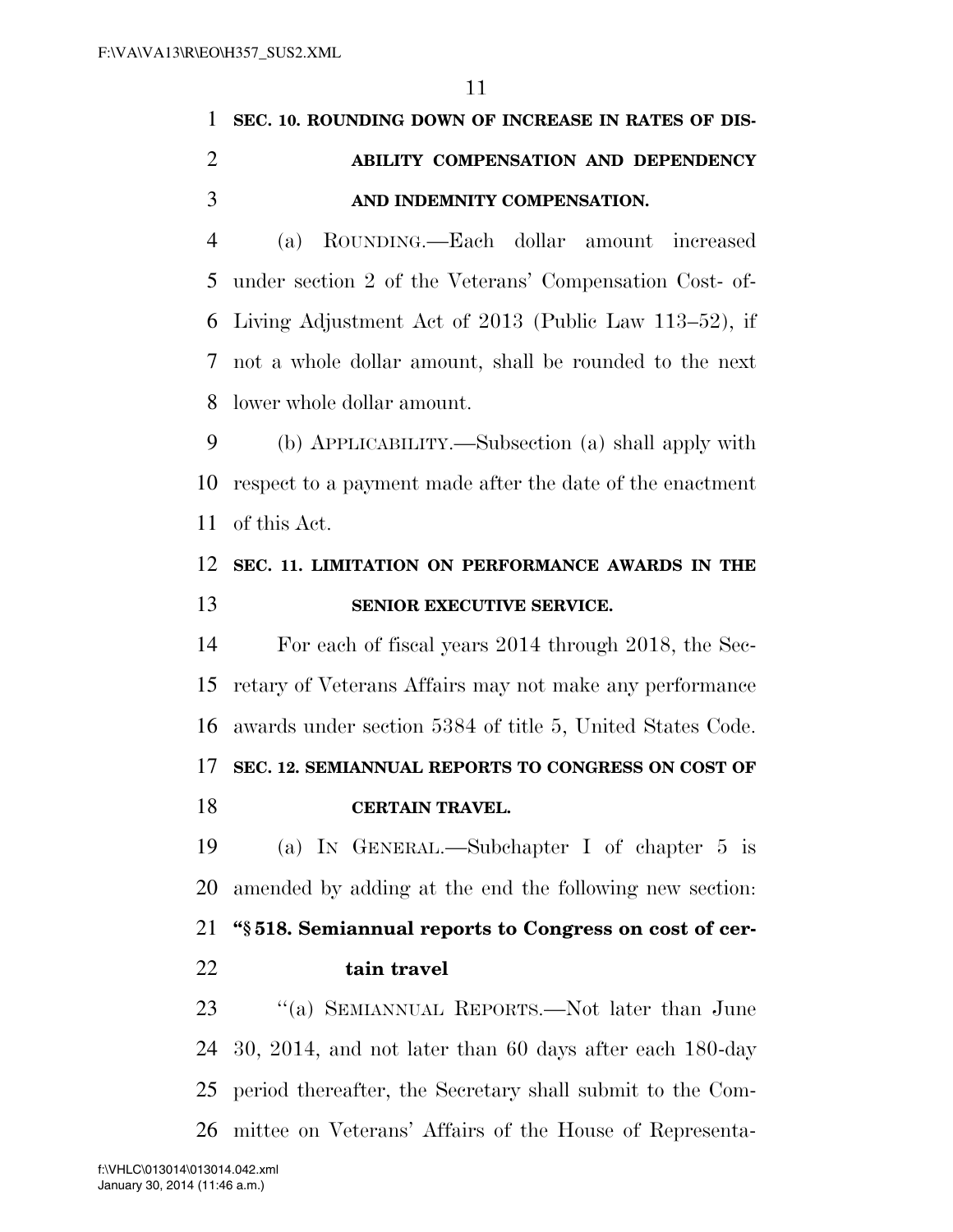**SEC. 10. ROUNDING DOWN OF INCREASE IN RATES OF DISABILITY COMPENSATION AND DEPENDENCY AND INDEMNITY COMPENSATION.**

(a) ROUNDING.—Each dollar amount increased under section 2 of the Veterans' Compensation Cost- of-Living Adjustment Act of 2013 (Public Law 113–52), if not a whole dollar amount, shall be rounded to the next lower whole dollar amount.

(b) APPLICABILITY.—Subsection (a) shall apply with respect to a payment made after the date of the enactment of this Act.

**SEC. 11. LIMITATION ON PERFORMANCE AWARDS IN THE SENIOR EXECUTIVE SERVICE.**

For each of fiscal years 2014 through 2018, the Secretary of Veterans Affairs may not make any performance awards under section 5384 of title 5, United States Code.

**SEC. 12. SEMIANNUAL REPORTS TO CONGRESS ON COST OF CERTAIN TRAVEL.**

(a) IN GENERAL.—Subchapter I of chapter 5 is amended by adding at the end the following new section:

**"§ 518. Semiannual reports to Congress on cost of certain travel**

"(a) SEMIANNUAL REPORTS.—Not later than June 30, 2014, and not later than 60 days after each 180-day period thereafter, the Secretary shall submit to the Committee on Veterans' Affairs of the House of Representa-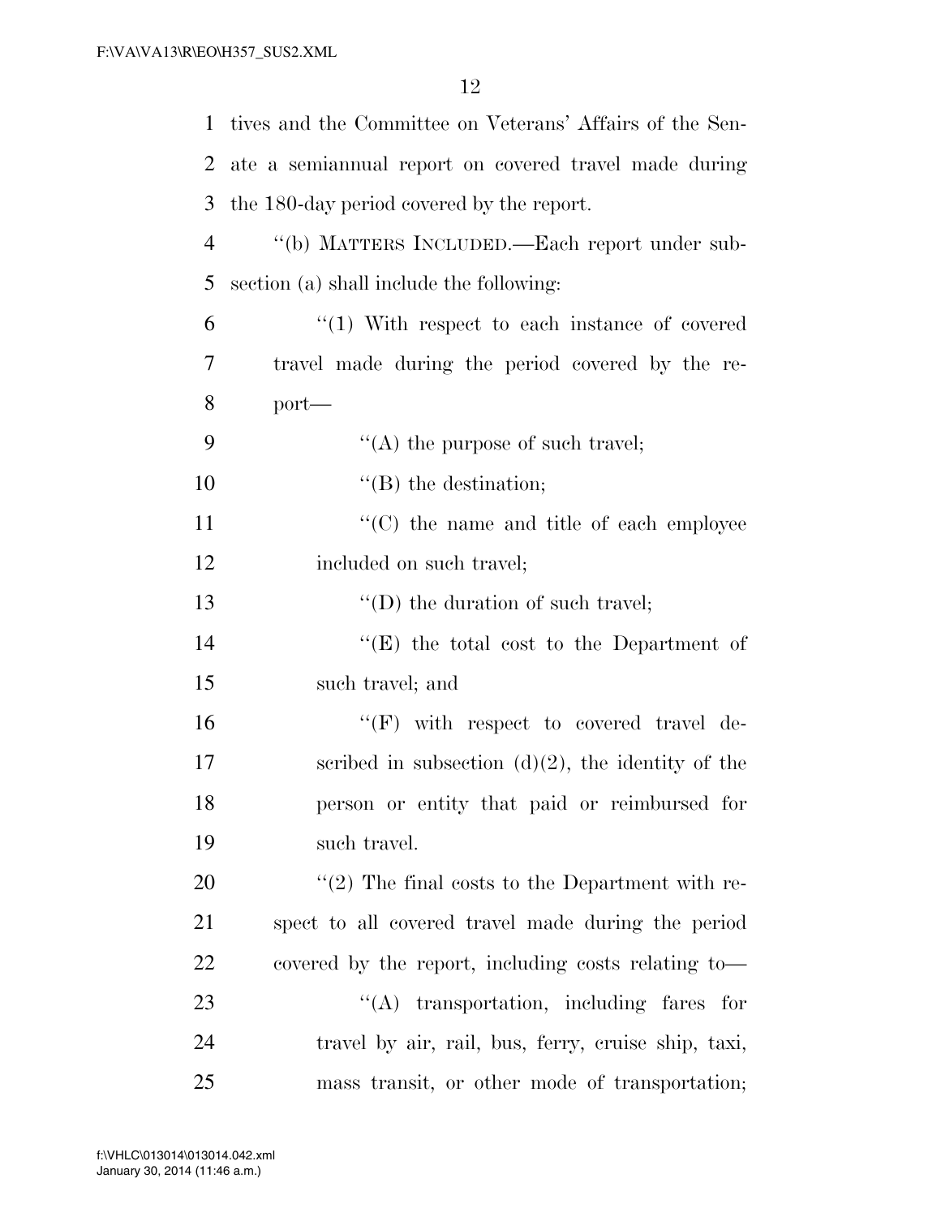tives and the Committee on Veterans' Affairs of the Senate a semiannual report on covered travel made during the 180-day period covered by the report.

"(b) MATTERS INCLUDED.—Each report under subsection (a) shall include the following:

"(1) With respect to each instance of covered travel made during the period covered by the report—

"(A) the purpose of such travel;

"(B) the destination;

"(C) the name and title of each employee included on such travel;

"(D) the duration of such travel;

"(E) the total cost to the Department of such travel; and

"(F) with respect to covered travel described in subsection (d)(2), the identity of the person or entity that paid or reimbursed for such travel.

"(2) The final costs to the Department with respect to all covered travel made during the period covered by the report, including costs relating to—

"(A) transportation, including fares for travel by air, rail, bus, ferry, cruise ship, taxi, mass transit, or other mode of transportation;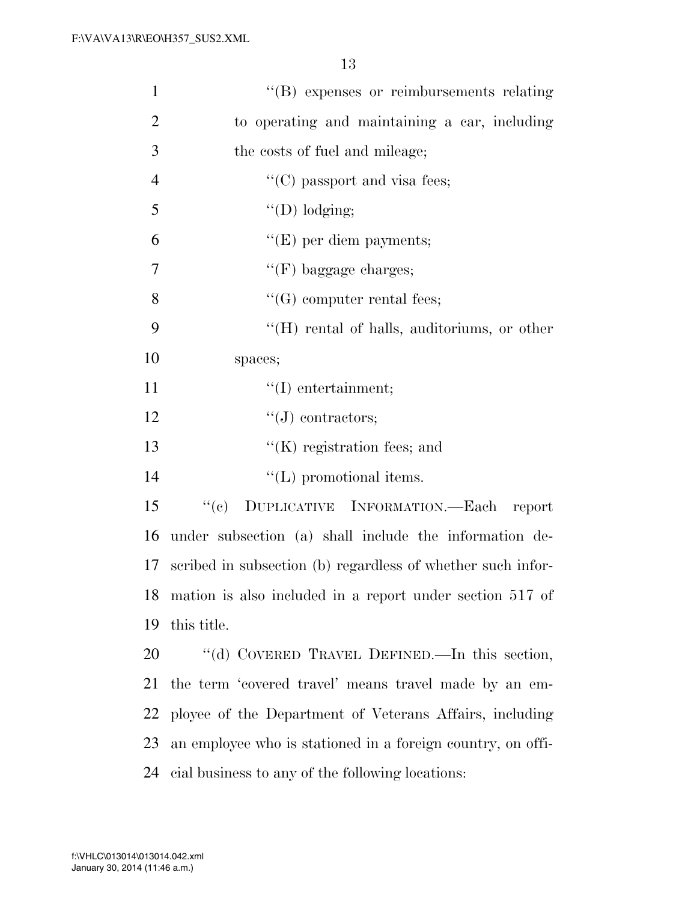''(B) expenses or reimbursements relating to operating and maintaining a car, including the costs of fuel and mileage;

''(C) passport and visa fees;

''(D) lodging;

''(E) per diem payments;

''(F) baggage charges;

''(G) computer rental fees;

''(H) rental of halls, auditoriums, or other spaces;

''(I) entertainment;

''(J) contractors;

''(K) registration fees; and

''(L) promotional items.

''(c) DUPLICATIVE INFORMATION.—Each report under subsection (a) shall include the information described in subsection (b) regardless of whether such information is also included in a report under section 517 of this title.

''(d) COVERED TRAVEL DEFINED.—In this section, the term 'covered travel' means travel made by an employee of the Department of Veterans Affairs, including an employee who is stationed in a foreign country, on official business to any of the following locations: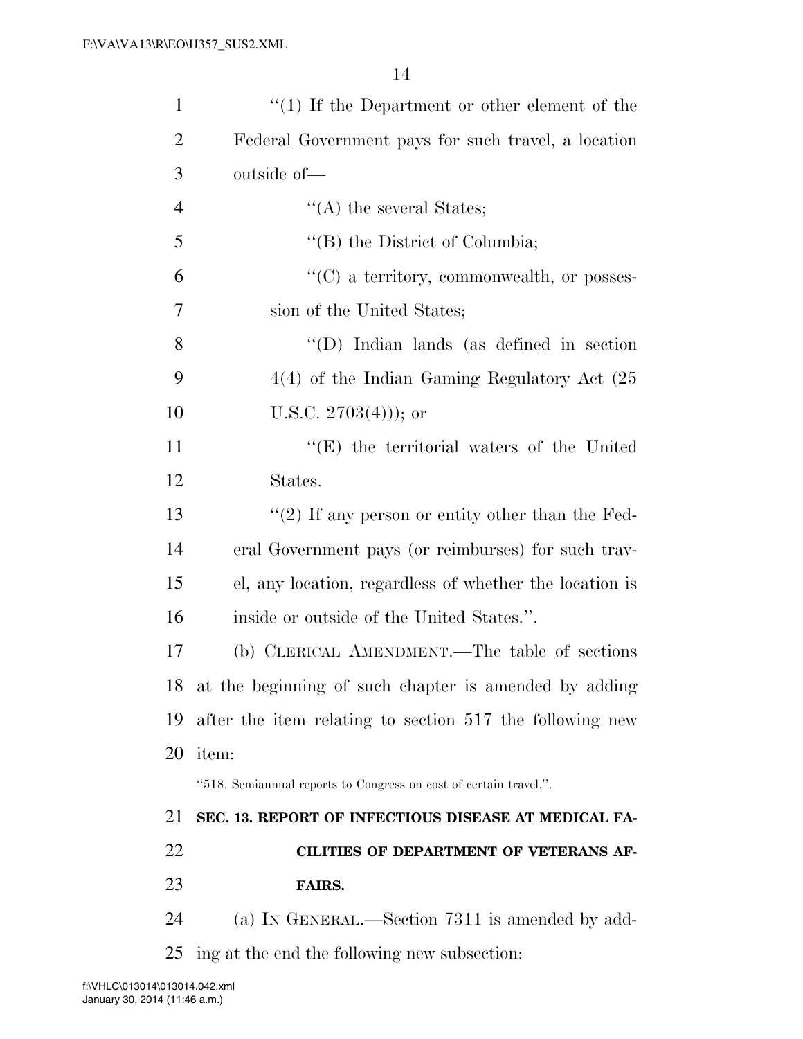''(1) If the Department or other element of the Federal Government pays for such travel, a location outside of—

''(A) the several States;

''(B) the District of Columbia;

''(C) a territory, commonwealth, or possession of the United States;

''(D) Indian lands (as defined in section 4(4) of the Indian Gaming Regulatory Act (25 U.S.C. 2703(4))); or

''(E) the territorial waters of the United States.

''(2) If any person or entity other than the Federal Government pays (or reimburses) for such travel, any location, regardless of whether the location is inside or outside of the United States.''.

(b) CLERICAL AMENDMENT.—The table of sections at the beginning of such chapter is amended by adding after the item relating to section 517 the following new item:

''518. Semiannual reports to Congress on cost of certain travel.''.

**SEC. 13. REPORT OF INFECTIOUS DISEASE AT MEDICAL FACILITIES OF DEPARTMENT OF VETERANS AFFAIRS.**

(a) IN GENERAL.—Section 7311 is amended by adding at the end the following new subsection: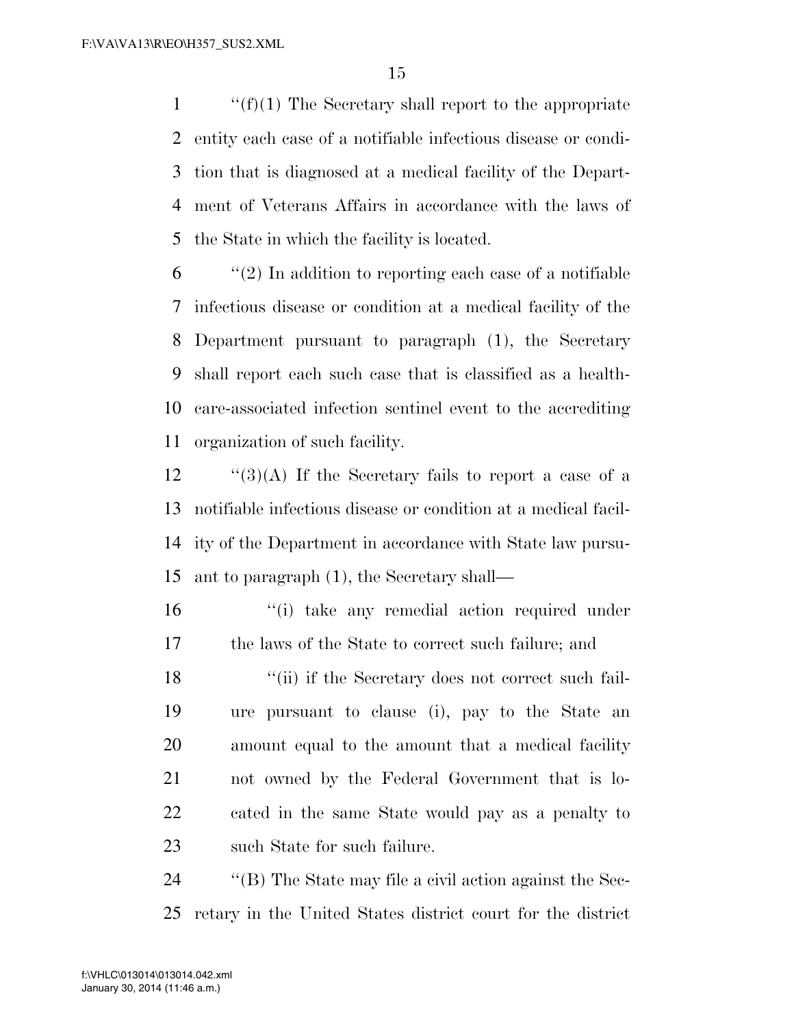''(f)(1) The Secretary shall report to the appropriate entity each case of a notifiable infectious disease or condition that is diagnosed at a medical facility of the Department of Veterans Affairs in accordance with the laws of the State in which the facility is located.

''(2) In addition to reporting each case of a notifiable infectious disease or condition at a medical facility of the Department pursuant to paragraph (1), the Secretary shall report each such case that is classified as a health-care-associated infection sentinel event to the accrediting organization of such facility.

''(3)(A) If the Secretary fails to report a case of a notifiable infectious disease or condition at a medical facility of the Department in accordance with State law pursuant to paragraph (1), the Secretary shall—

''(i) take any remedial action required under the laws of the State to correct such failure; and

''(ii) if the Secretary does not correct such failure pursuant to clause (i), pay to the State an amount equal to the amount that a medical facility not owned by the Federal Government that is located in the same State would pay as a penalty to such State for such failure.

''(B) The State may file a civil action against the Secretary in the United States district court for the district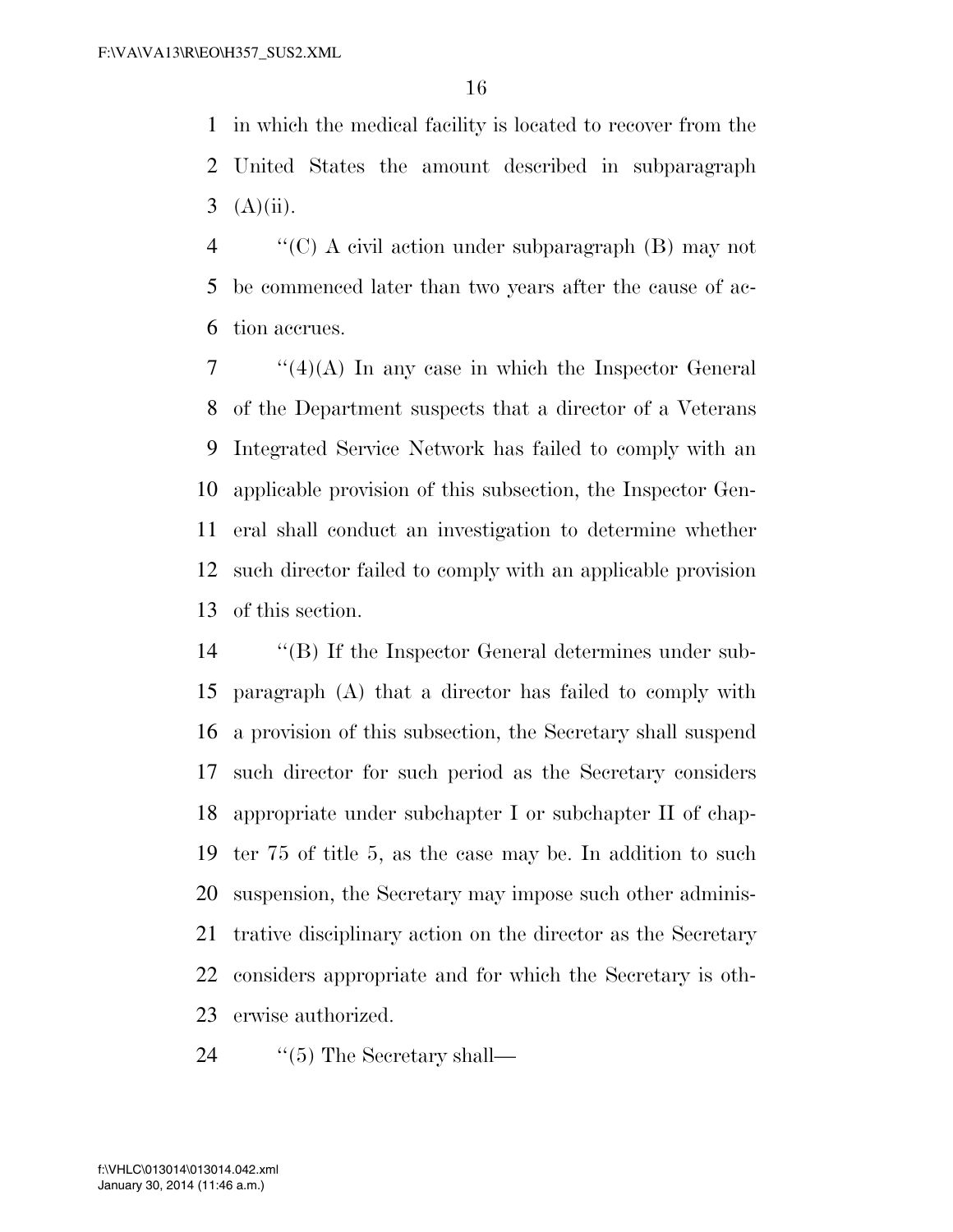in which the medical facility is located to recover from the United States the amount described in subparagraph (A)(ii).

''(C) A civil action under subparagraph (B) may not be commenced later than two years after the cause of action accrues.

''(4)(A) In any case in which the Inspector General of the Department suspects that a director of a Veterans Integrated Service Network has failed to comply with an applicable provision of this subsection, the Inspector General shall conduct an investigation to determine whether such director failed to comply with an applicable provision of this section.

''(B) If the Inspector General determines under subparagraph (A) that a director has failed to comply with a provision of this subsection, the Secretary shall suspend such director for such period as the Secretary considers appropriate under subchapter I or subchapter II of chapter 75 of title 5, as the case may be. In addition to such suspension, the Secretary may impose such other administrative disciplinary action on the director as the Secretary considers appropriate and for which the Secretary is otherwise authorized.

''(5) The Secretary shall—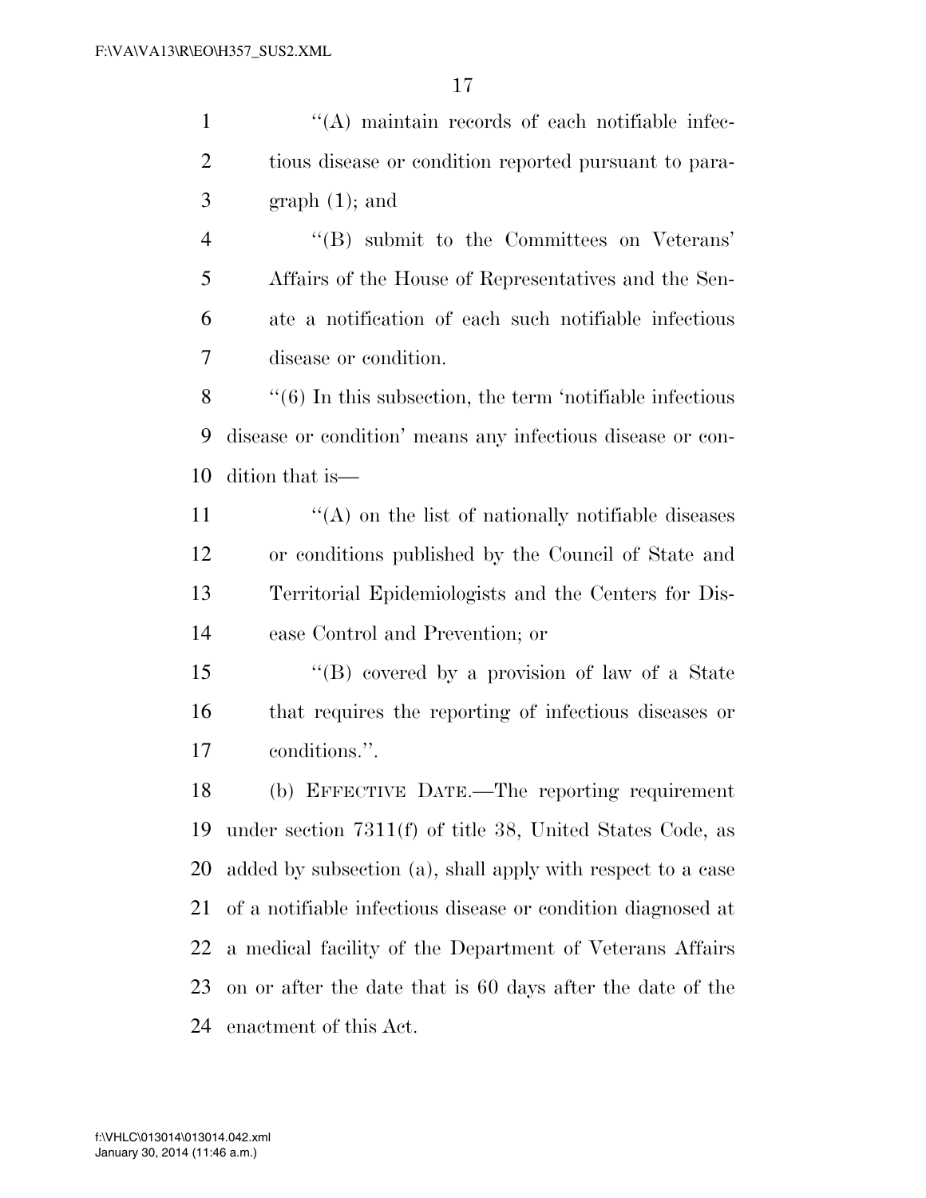''(A) maintain records of each notifiable infectious disease or condition reported pursuant to paragraph (1); and

''(B) submit to the Committees on Veterans' Affairs of the House of Representatives and the Senate a notification of each such notifiable infectious disease or condition.

''(6) In this subsection, the term 'notifiable infectious disease or condition' means any infectious disease or condition that is—

''(A) on the list of nationally notifiable diseases or conditions published by the Council of State and Territorial Epidemiologists and the Centers for Disease Control and Prevention; or

''(B) covered by a provision of law of a State that requires the reporting of infectious diseases or conditions.''.

(b) EFFECTIVE DATE.—The reporting requirement under section 7311(f) of title 38, United States Code, as added by subsection (a), shall apply with respect to a case of a notifiable infectious disease or condition diagnosed at a medical facility of the Department of Veterans Affairs on or after the date that is 60 days after the date of the enactment of this Act.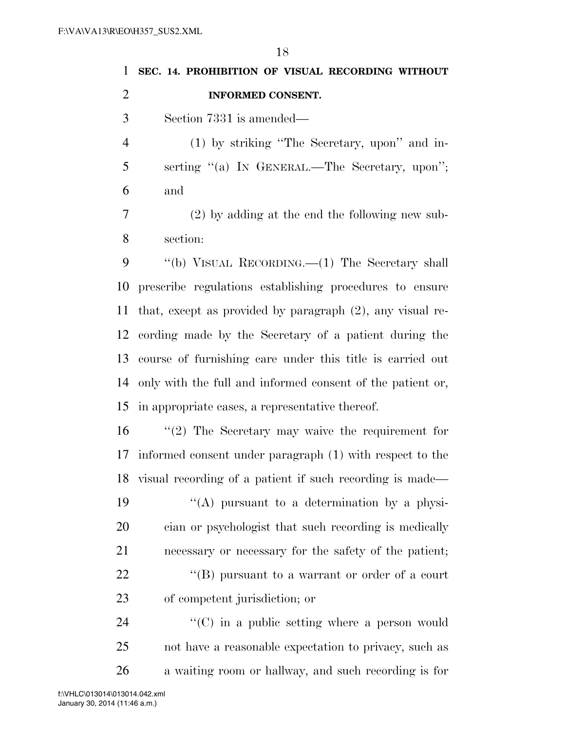**SEC. 14. PROHIBITION OF VISUAL RECORDING WITHOUT INFORMED CONSENT.**

Section 7331 is amended—

(1) by striking "The Secretary, upon" and inserting "(a) IN GENERAL.—The Secretary, upon"; and

(2) by adding at the end the following new subsection:

"(b) VISUAL RECORDING.—(1) The Secretary shall prescribe regulations establishing procedures to ensure that, except as provided by paragraph (2), any visual recording made by the Secretary of a patient during the course of furnishing care under this title is carried out only with the full and informed consent of the patient or, in appropriate cases, a representative thereof.

"(2) The Secretary may waive the requirement for informed consent under paragraph (1) with respect to the visual recording of a patient if such recording is made—

"(A) pursuant to a determination by a physician or psychologist that such recording is medically necessary or necessary for the safety of the patient;

"(B) pursuant to a warrant or order of a court of competent jurisdiction; or

"(C) in a public setting where a person would not have a reasonable expectation to privacy, such as a waiting room or hallway, and such recording is for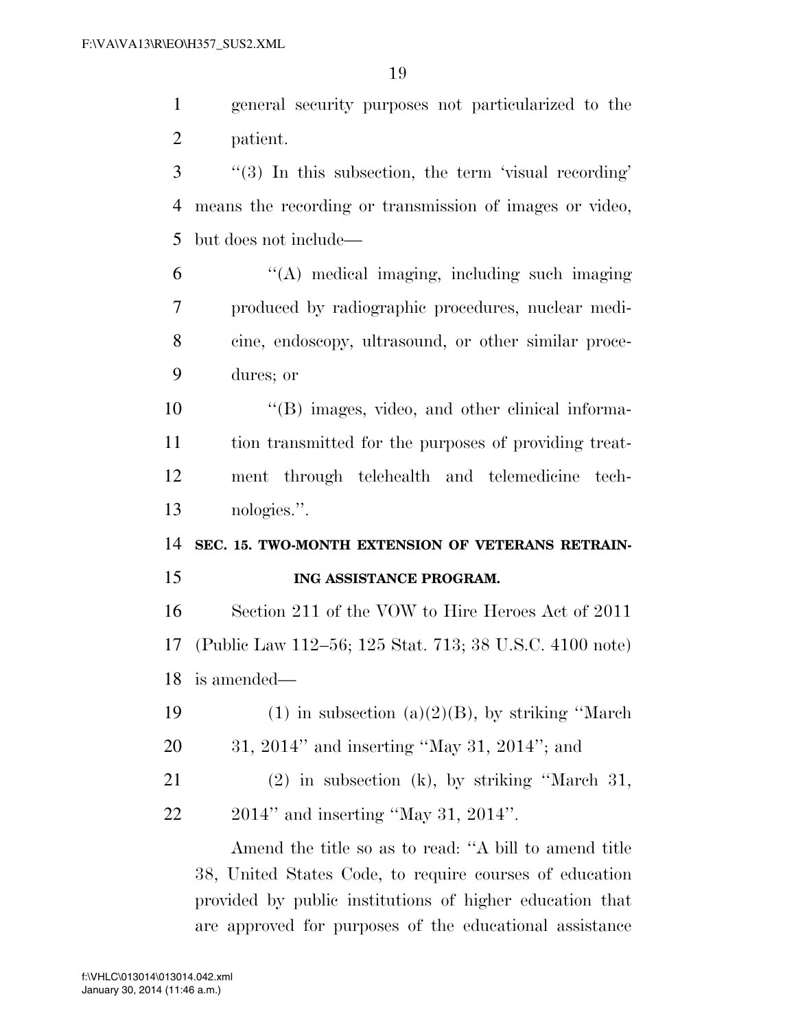general security purposes not particularized to the patient.

''(3) In this subsection, the term 'visual recording' means the recording or transmission of images or video, but does not include—

''(A) medical imaging, including such imaging produced by radiographic procedures, nuclear medicine, endoscopy, ultrasound, or other similar procedures; or

''(B) images, video, and other clinical information transmitted for the purposes of providing treatment through telehealth and telemedicine technologies.''.

**SEC. 15. TWO-MONTH EXTENSION OF VETERANS RETRAINING ASSISTANCE PROGRAM.**

Section 211 of the VOW to Hire Heroes Act of 2011 (Public Law 112–56; 125 Stat. 713; 38 U.S.C. 4100 note) is amended—

(1) in subsection (a)(2)(B), by striking ''March 31, 2014'' and inserting ''May 31, 2014''; and

(2) in subsection (k), by striking ''March 31, 2014'' and inserting ''May 31, 2014''.

Amend the title so as to read: ''A bill to amend title 38, United States Code, to require courses of education provided by public institutions of higher education that are approved for purposes of the educational assistance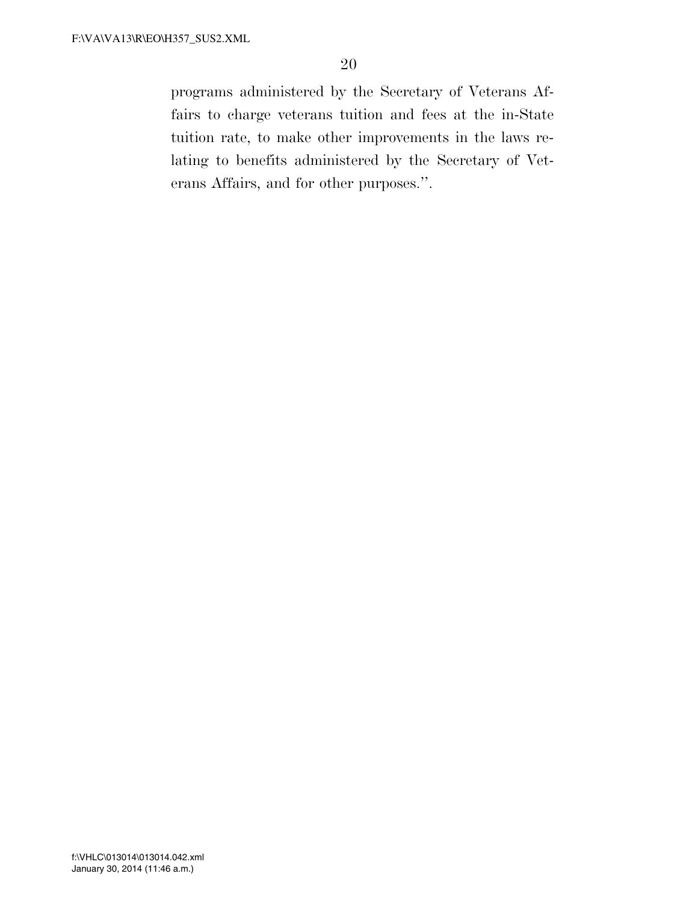programs administered by the Secretary of Veterans Affairs to charge veterans tuition and fees at the in-State tuition rate, to make other improvements in the laws relating to benefits administered by the Secretary of Veterans Affairs, and for other purposes.''.